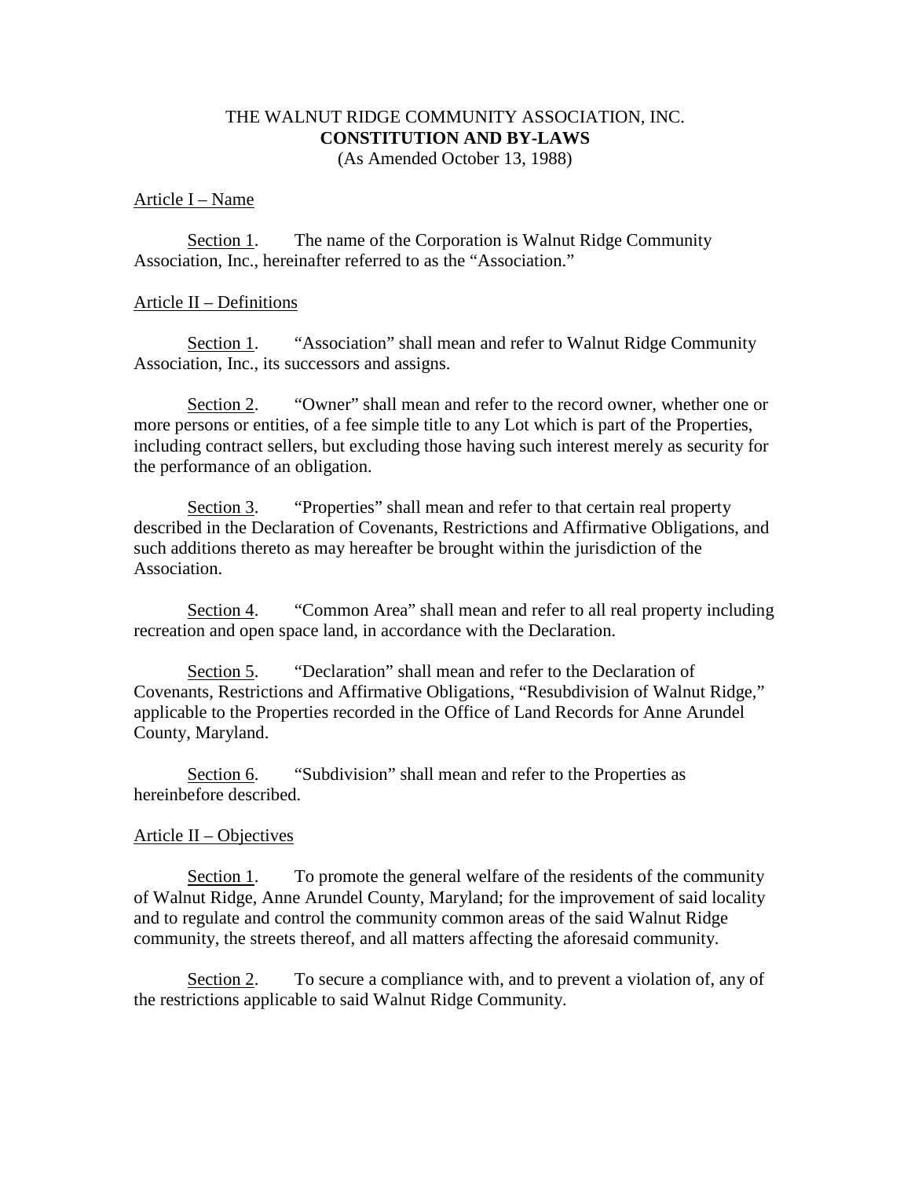# THE WALNUT RIDGE COMMUNITY ASSOCIATION, INC.

## CONSTITUTION AND BY-LAWS

(As Amended October 13, 1988)

Article I – Name

Section 1. The name of the Corporation is Walnut Ridge Community Association, Inc., hereinafter referred to as the "Association."

Article II – Definitions

Section 1. "Association" shall mean and refer to Walnut Ridge Community Association, Inc., its successors and assigns.

Section 2. "Owner" shall mean and refer to the record owner, whether one or more persons or entities, of a fee simple title to any Lot which is part of the Properties, including contract sellers, but excluding those having such interest merely as security for the performance of an obligation.

Section 3. "Properties" shall mean and refer to that certain real property described in the Declaration of Covenants, Restrictions and Affirmative Obligations, and such additions thereto as may hereafter be brought within the jurisdiction of the Association.

Section 4. "Common Area" shall mean and refer to all real property including recreation and open space land, in accordance with the Declaration.

Section 5. "Declaration" shall mean and refer to the Declaration of Covenants, Restrictions and Affirmative Obligations, "Resubdivision of Walnut Ridge," applicable to the Properties recorded in the Office of Land Records for Anne Arundel County, Maryland.

Section 6. "Subdivision" shall mean and refer to the Properties as hereinbefore described.

Article II – Objectives

Section 1. To promote the general welfare of the residents of the community of Walnut Ridge, Anne Arundel County, Maryland; for the improvement of said locality and to regulate and control the community common areas of the said Walnut Ridge community, the streets thereof, and all matters affecting the aforesaid community.

Section 2. To secure a compliance with, and to prevent a violation of, any of the restrictions applicable to said Walnut Ridge Community.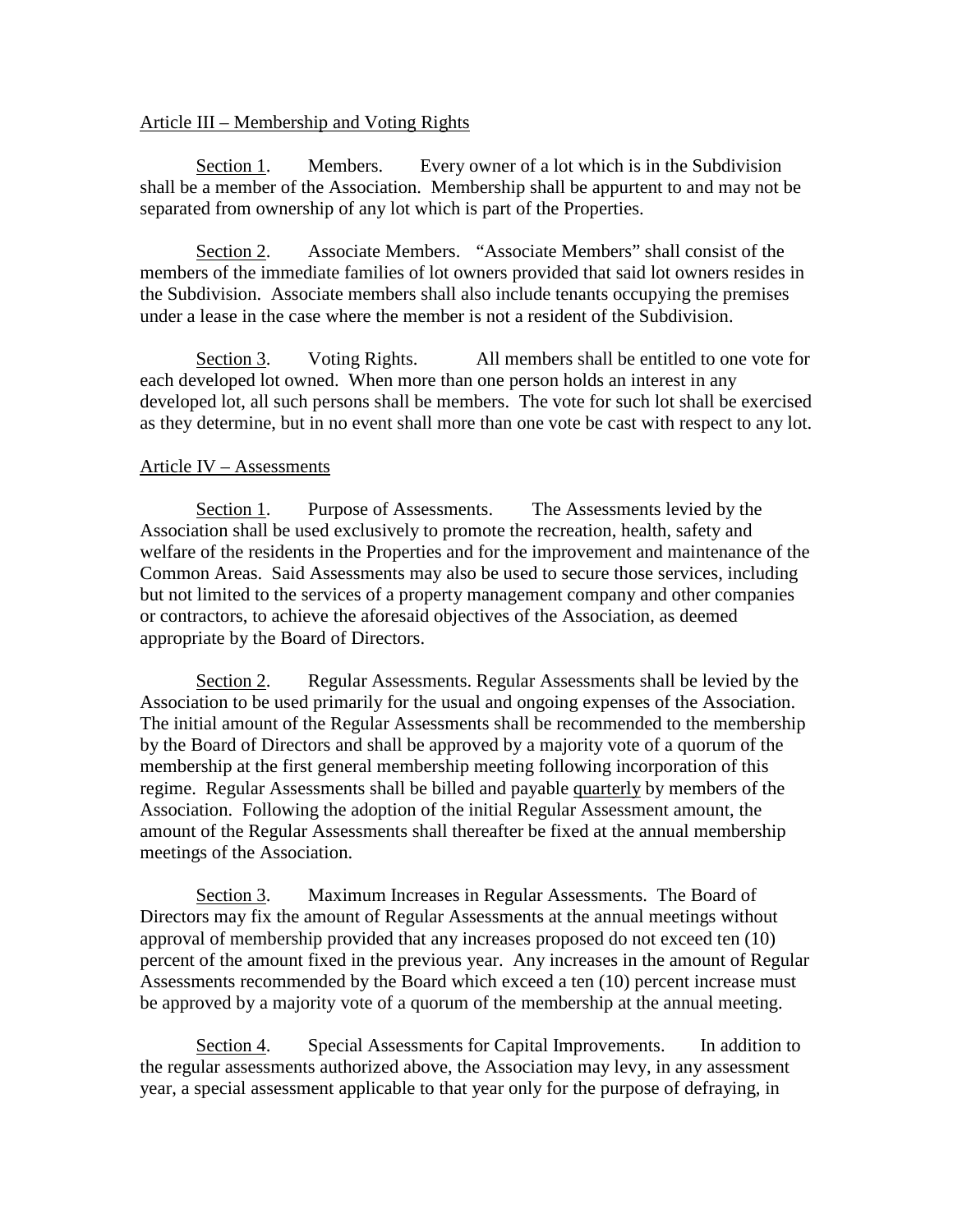Article III – Membership and Voting Rights

Section 1. Members. Every owner of a lot which is in the Subdivision shall be a member of the Association. Membership shall be appurtent to and may not be separated from ownership of any lot which is part of the Properties.

Section 2. Associate Members. "Associate Members" shall consist of the members of the immediate families of lot owners provided that said lot owners resides in the Subdivision. Associate members shall also include tenants occupying the premises under a lease in the case where the member is not a resident of the Subdivision.

Section 3. Voting Rights. All members shall be entitled to one vote for each developed lot owned. When more than one person holds an interest in any developed lot, all such persons shall be members. The vote for such lot shall be exercised as they determine, but in no event shall more than one vote be cast with respect to any lot.

Article IV – Assessments

Section 1. Purpose of Assessments. The Assessments levied by the Association shall be used exclusively to promote the recreation, health, safety and welfare of the residents in the Properties and for the improvement and maintenance of the Common Areas. Said Assessments may also be used to secure those services, including but not limited to the services of a property management company and other companies or contractors, to achieve the aforesaid objectives of the Association, as deemed appropriate by the Board of Directors.

Section 2. Regular Assessments. Regular Assessments shall be levied by the Association to be used primarily for the usual and ongoing expenses of the Association. The initial amount of the Regular Assessments shall be recommended to the membership by the Board of Directors and shall be approved by a majority vote of a quorum of the membership at the first general membership meeting following incorporation of this regime. Regular Assessments shall be billed and payable quarterly by members of the Association. Following the adoption of the initial Regular Assessment amount, the amount of the Regular Assessments shall thereafter be fixed at the annual membership meetings of the Association.

Section 3. Maximum Increases in Regular Assessments. The Board of Directors may fix the amount of Regular Assessments at the annual meetings without approval of membership provided that any increases proposed do not exceed ten (10) percent of the amount fixed in the previous year. Any increases in the amount of Regular Assessments recommended by the Board which exceed a ten (10) percent increase must be approved by a majority vote of a quorum of the membership at the annual meeting.

Section 4. Special Assessments for Capital Improvements. In addition to the regular assessments authorized above, the Association may levy, in any assessment year, a special assessment applicable to that year only for the purpose of defraying, in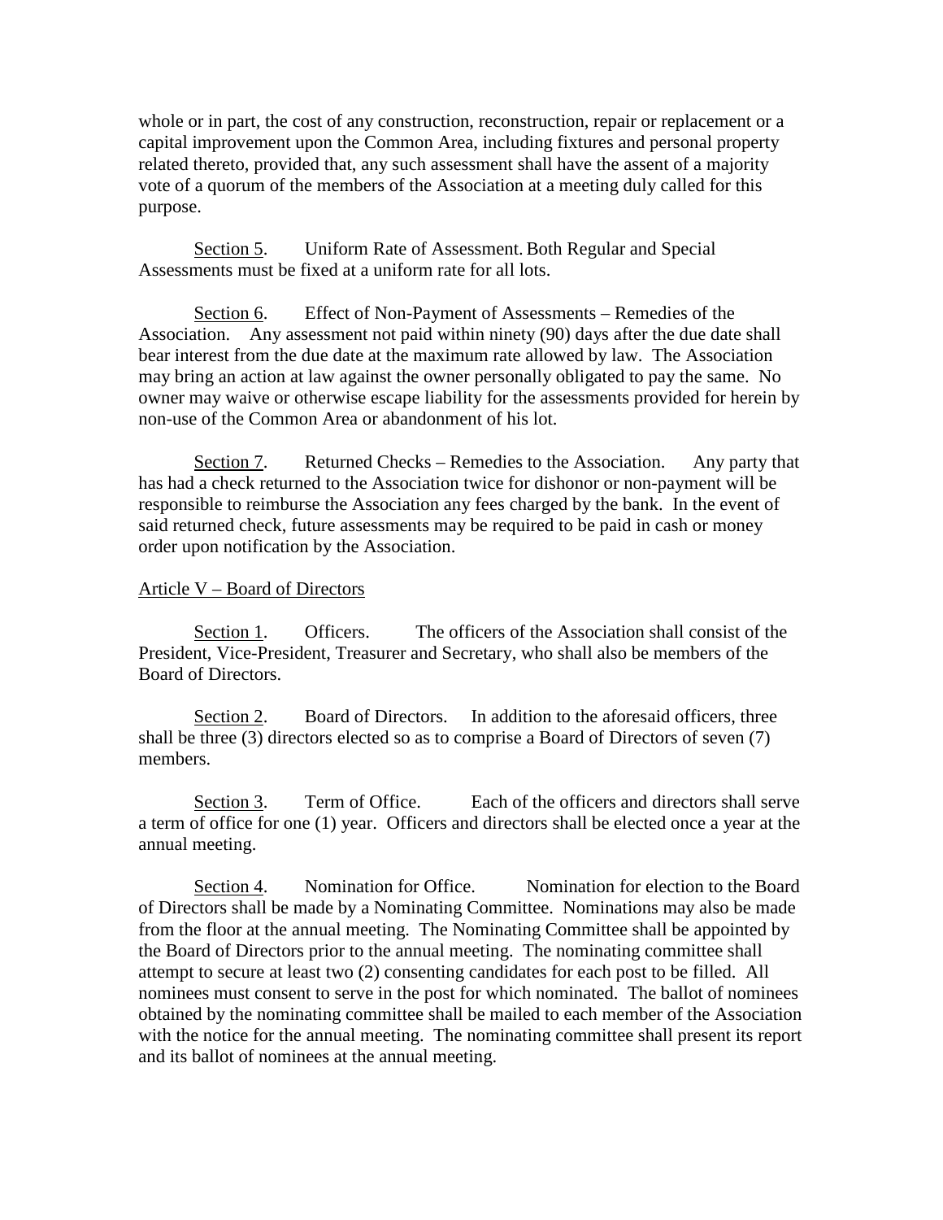whole or in part, the cost of any construction, reconstruction, repair or replacement or a capital improvement upon the Common Area, including fixtures and personal property related thereto, provided that, any such assessment shall have the assent of a majority vote of a quorum of the members of the Association at a meeting duly called for this purpose.

<u>Section 5</u>. Uniform Rate of Assessment. Both Regular and Special Assessments must be fixed at a uniform rate for all lots.

<u>Section 6</u>. Effect of Non-Payment of Assessments – Remedies of the Association. Any assessment not paid within ninety (90) days after the due date shall bear interest from the due date at the maximum rate allowed by law. The Association may bring an action at law against the owner personally obligated to pay the same. No owner may waive or otherwise escape liability for the assessments provided for herein by non-use of the Common Area or abandonment of his lot.

<u>Section 7</u>. Returned Checks – Remedies to the Association. Any party that has had a check returned to the Association twice for dishonor or non-payment will be responsible to reimburse the Association any fees charged by the bank. In the event of said returned check, future assessments may be required to be paid in cash or money order upon notification by the Association.

<u>Article V – Board of Directors</u>

<u>Section 1</u>. Officers. The officers of the Association shall consist of the President, Vice-President, Treasurer and Secretary, who shall also be members of the Board of Directors.

<u>Section 2</u>. Board of Directors. In addition to the aforesaid officers, three shall be three (3) directors elected so as to comprise a Board of Directors of seven (7) members.

<u>Section 3</u>. Term of Office. Each of the officers and directors shall serve a term of office for one (1) year. Officers and directors shall be elected once a year at the annual meeting.

<u>Section 4</u>. Nomination for Office. Nomination for election to the Board of Directors shall be made by a Nominating Committee. Nominations may also be made from the floor at the annual meeting. The Nominating Committee shall be appointed by the Board of Directors prior to the annual meeting. The nominating committee shall attempt to secure at least two (2) consenting candidates for each post to be filled. All nominees must consent to serve in the post for which nominated. The ballot of nominees obtained by the nominating committee shall be mailed to each member of the Association with the notice for the annual meeting. The nominating committee shall present its report and its ballot of nominees at the annual meeting.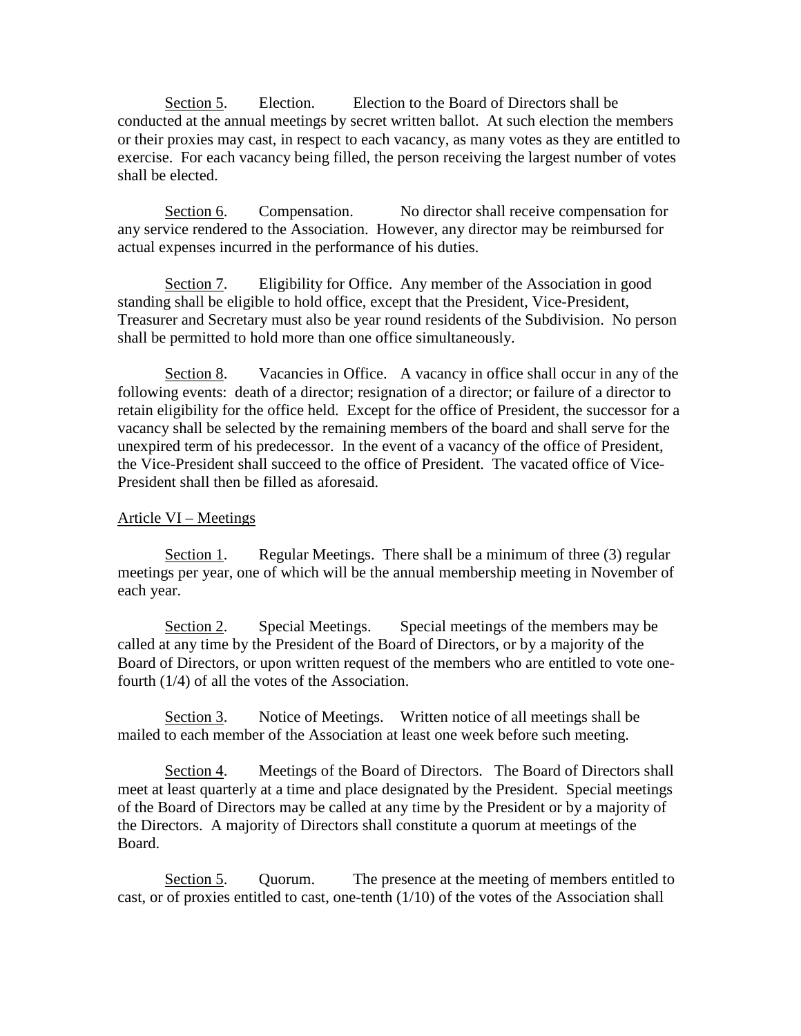Section 5. Election. Election to the Board of Directors shall be conducted at the annual meetings by secret written ballot. At such election the members or their proxies may cast, in respect to each vacancy, as many votes as they are entitled to exercise. For each vacancy being filled, the person receiving the largest number of votes shall be elected.

Section 6. Compensation. No director shall receive compensation for any service rendered to the Association. However, any director may be reimbursed for actual expenses incurred in the performance of his duties.

Section 7. Eligibility for Office. Any member of the Association in good standing shall be eligible to hold office, except that the President, Vice-President, Treasurer and Secretary must also be year round residents of the Subdivision. No person shall be permitted to hold more than one office simultaneously.

Section 8. Vacancies in Office. A vacancy in office shall occur in any of the following events: death of a director; resignation of a director; or failure of a director to retain eligibility for the office held. Except for the office of President, the successor for a vacancy shall be selected by the remaining members of the board and shall serve for the unexpired term of his predecessor. In the event of a vacancy of the office of President, the Vice-President shall succeed to the office of President. The vacated office of Vice-President shall then be filled as aforesaid.

## Article VI – Meetings

Section 1. Regular Meetings. There shall be a minimum of three (3) regular meetings per year, one of which will be the annual membership meeting in November of each year.

Section 2. Special Meetings. Special meetings of the members may be called at any time by the President of the Board of Directors, or by a majority of the Board of Directors, or upon written request of the members who are entitled to vote one-fourth (1/4) of all the votes of the Association.

Section 3. Notice of Meetings. Written notice of all meetings shall be mailed to each member of the Association at least one week before such meeting.

Section 4. Meetings of the Board of Directors. The Board of Directors shall meet at least quarterly at a time and place designated by the President. Special meetings of the Board of Directors may be called at any time by the President or by a majority of the Directors. A majority of Directors shall constitute a quorum at meetings of the Board.

Section 5. Quorum. The presence at the meeting of members entitled to cast, or of proxies entitled to cast, one-tenth (1/10) of the votes of the Association shall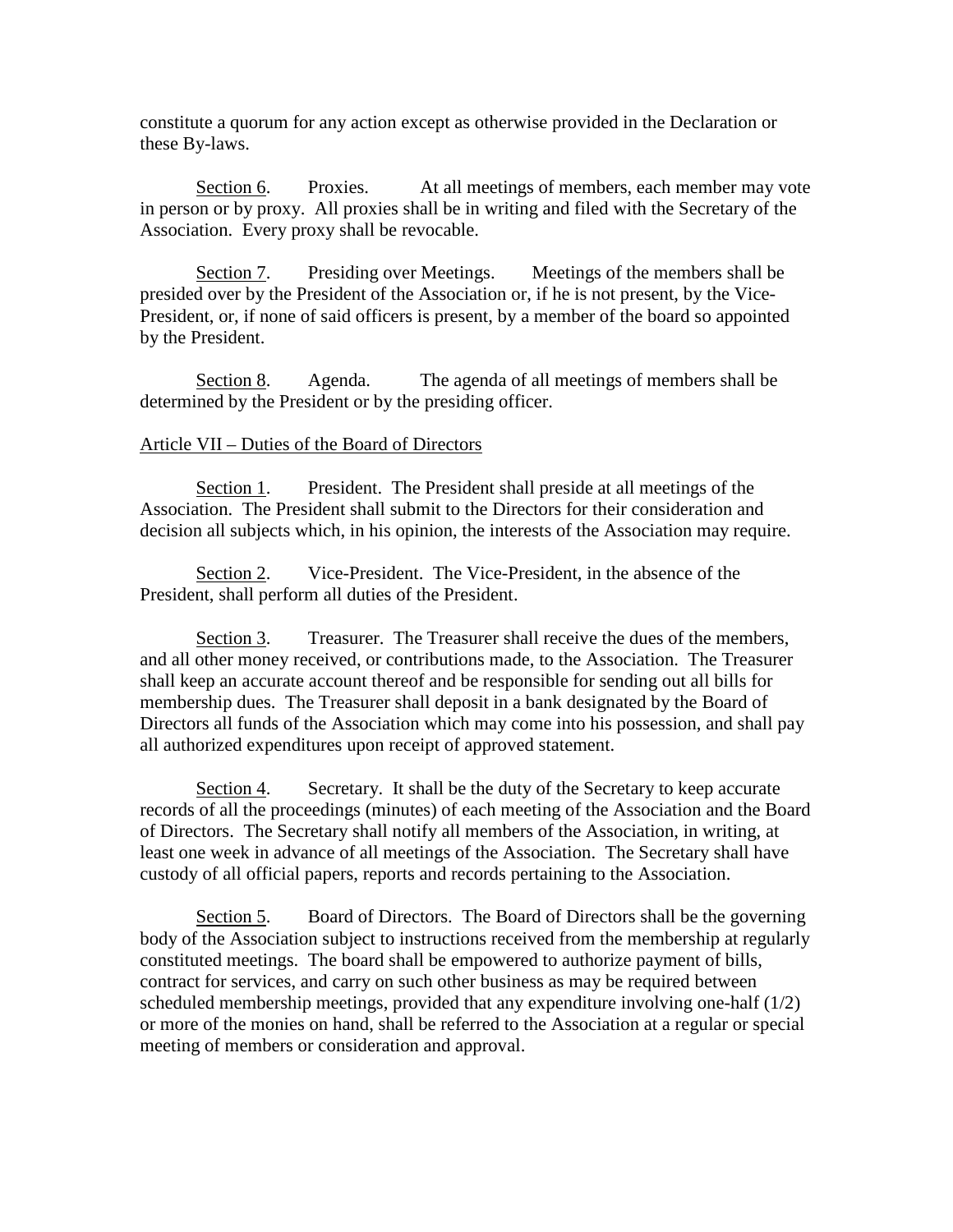constitute a quorum for any action except as otherwise provided in the Declaration or these By-laws.

Section 6. Proxies. At all meetings of members, each member may vote in person or by proxy. All proxies shall be in writing and filed with the Secretary of the Association. Every proxy shall be revocable.

Section 7. Presiding over Meetings. Meetings of the members shall be presided over by the President of the Association or, if he is not present, by the Vice-President, or, if none of said officers is present, by a member of the board so appointed by the President.

Section 8. Agenda. The agenda of all meetings of members shall be determined by the President or by the presiding officer.

## Article VII – Duties of the Board of Directors

Section 1. President. The President shall preside at all meetings of the Association. The President shall submit to the Directors for their consideration and decision all subjects which, in his opinion, the interests of the Association may require.

Section 2. Vice-President. The Vice-President, in the absence of the President, shall perform all duties of the President.

Section 3. Treasurer. The Treasurer shall receive the dues of the members, and all other money received, or contributions made, to the Association. The Treasurer shall keep an accurate account thereof and be responsible for sending out all bills for membership dues. The Treasurer shall deposit in a bank designated by the Board of Directors all funds of the Association which may come into his possession, and shall pay all authorized expenditures upon receipt of approved statement.

Section 4. Secretary. It shall be the duty of the Secretary to keep accurate records of all the proceedings (minutes) of each meeting of the Association and the Board of Directors. The Secretary shall notify all members of the Association, in writing, at least one week in advance of all meetings of the Association. The Secretary shall have custody of all official papers, reports and records pertaining to the Association.

Section 5. Board of Directors. The Board of Directors shall be the governing body of the Association subject to instructions received from the membership at regularly constituted meetings. The board shall be empowered to authorize payment of bills, contract for services, and carry on such other business as may be required between scheduled membership meetings, provided that any expenditure involving one-half (1/2) or more of the monies on hand, shall be referred to the Association at a regular or special meeting of members or consideration and approval.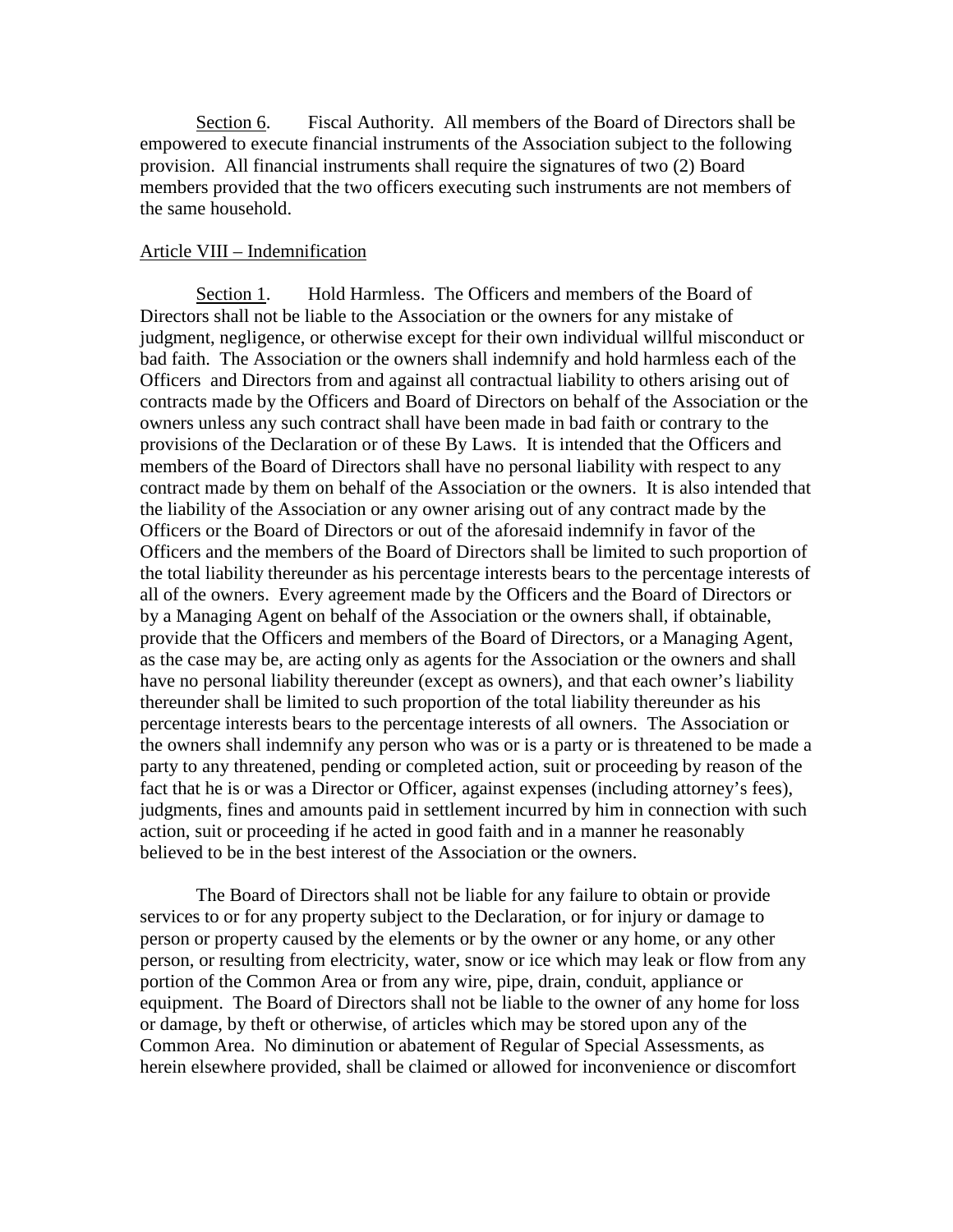Section 6. Fiscal Authority. All members of the Board of Directors shall be empowered to execute financial instruments of the Association subject to the following provision. All financial instruments shall require the signatures of two (2) Board members provided that the two officers executing such instruments are not members of the same household.

## Article VIII – Indemnification

Section 1. Hold Harmless. The Officers and members of the Board of Directors shall not be liable to the Association or the owners for any mistake of judgment, negligence, or otherwise except for their own individual willful misconduct or bad faith. The Association or the owners shall indemnify and hold harmless each of the Officers and Directors from and against all contractual liability to others arising out of contracts made by the Officers and Board of Directors on behalf of the Association or the owners unless any such contract shall have been made in bad faith or contrary to the provisions of the Declaration or of these By Laws. It is intended that the Officers and members of the Board of Directors shall have no personal liability with respect to any contract made by them on behalf of the Association or the owners. It is also intended that the liability of the Association or any owner arising out of any contract made by the Officers or the Board of Directors or out of the aforesaid indemnify in favor of the Officers and the members of the Board of Directors shall be limited to such proportion of the total liability thereunder as his percentage interests bears to the percentage interests of all of the owners. Every agreement made by the Officers and the Board of Directors or by a Managing Agent on behalf of the Association or the owners shall, if obtainable, provide that the Officers and members of the Board of Directors, or a Managing Agent, as the case may be, are acting only as agents for the Association or the owners and shall have no personal liability thereunder (except as owners), and that each owner's liability thereunder shall be limited to such proportion of the total liability thereunder as his percentage interests bears to the percentage interests of all owners. The Association or the owners shall indemnify any person who was or is a party or is threatened to be made a party to any threatened, pending or completed action, suit or proceeding by reason of the fact that he is or was a Director or Officer, against expenses (including attorney's fees), judgments, fines and amounts paid in settlement incurred by him in connection with such action, suit or proceeding if he acted in good faith and in a manner he reasonably believed to be in the best interest of the Association or the owners.

The Board of Directors shall not be liable for any failure to obtain or provide services to or for any property subject to the Declaration, or for injury or damage to person or property caused by the elements or by the owner or any home, or any other person, or resulting from electricity, water, snow or ice which may leak or flow from any portion of the Common Area or from any wire, pipe, drain, conduit, appliance or equipment. The Board of Directors shall not be liable to the owner of any home for loss or damage, by theft or otherwise, of articles which may be stored upon any of the Common Area. No diminution or abatement of Regular of Special Assessments, as herein elsewhere provided, shall be claimed or allowed for inconvenience or discomfort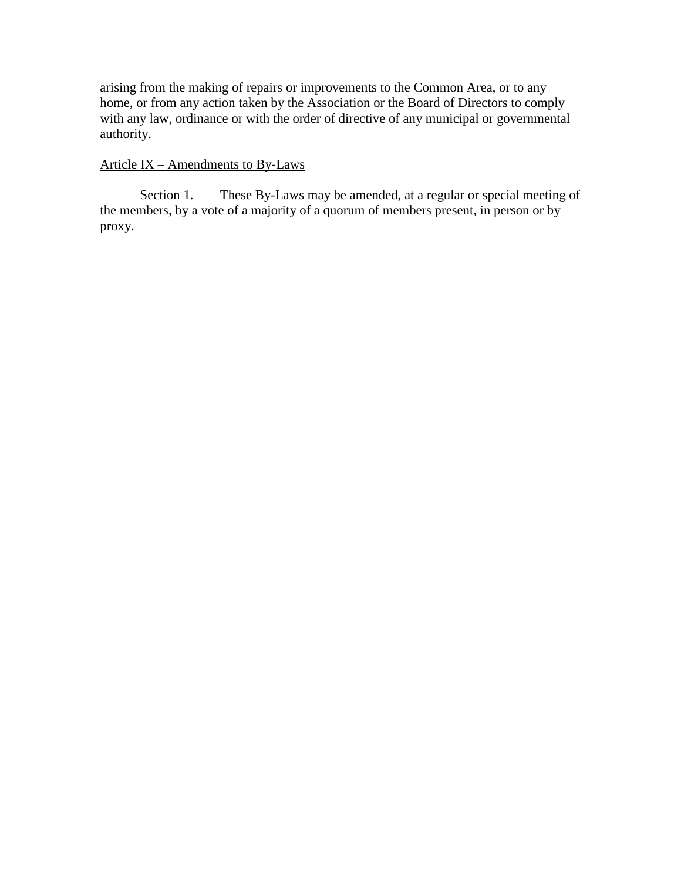arising from the making of repairs or improvements to the Common Area, or to any home, or from any action taken by the Association or the Board of Directors to comply with any law, ordinance or with the order of directive of any municipal or governmental authority.

## Article IX – Amendments to By-Laws

Section 1. These By-Laws may be amended, at a regular or special meeting of the members, by a vote of a majority of a quorum of members present, in person or by proxy.